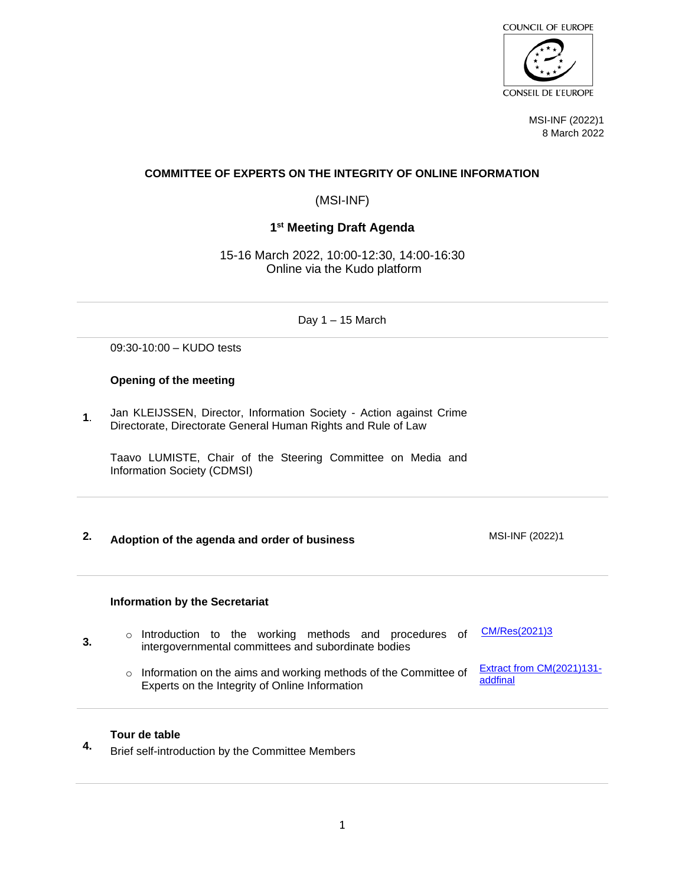COUNCIL OF EUROPE

CONSEIL DE L'EUROPE

MSI-INF (2022)1
8 March 2022

**COMMITTEE OF EXPERTS ON THE INTEGRITY OF ONLINE INFORMATION**

(MSI-INF)

**1st Meeting Draft Agenda**

15-16 March 2022, 10:00-12:30, 14:00-16:30
Online via the Kudo platform

---

Day 1 – 15 March

---

09:30-10:00 – KUDO tests

**Opening of the meeting**

**1**. Jan KLEIJSSEN, Director, Information Society - Action against Crime Directorate, Directorate General Human Rights and Rule of Law

Taavo LUMISTE, Chair of the Steering Committee on Media and Information Society (CDMSI)

---

**2. Adoption of the agenda and order of business** — MSI-INF (2022)1

---

**Information by the Secretariat**

**3.**

- Introduction to the working methods and procedures of intergovernmental committees and subordinate bodies — CM/Res(2021)3
- Information on the aims and working methods of the Committee of Experts on the Integrity of Online Information — Extract from CM(2021)131-addfinal

---

**4. Tour de table**

Brief self-introduction by the Committee Members

---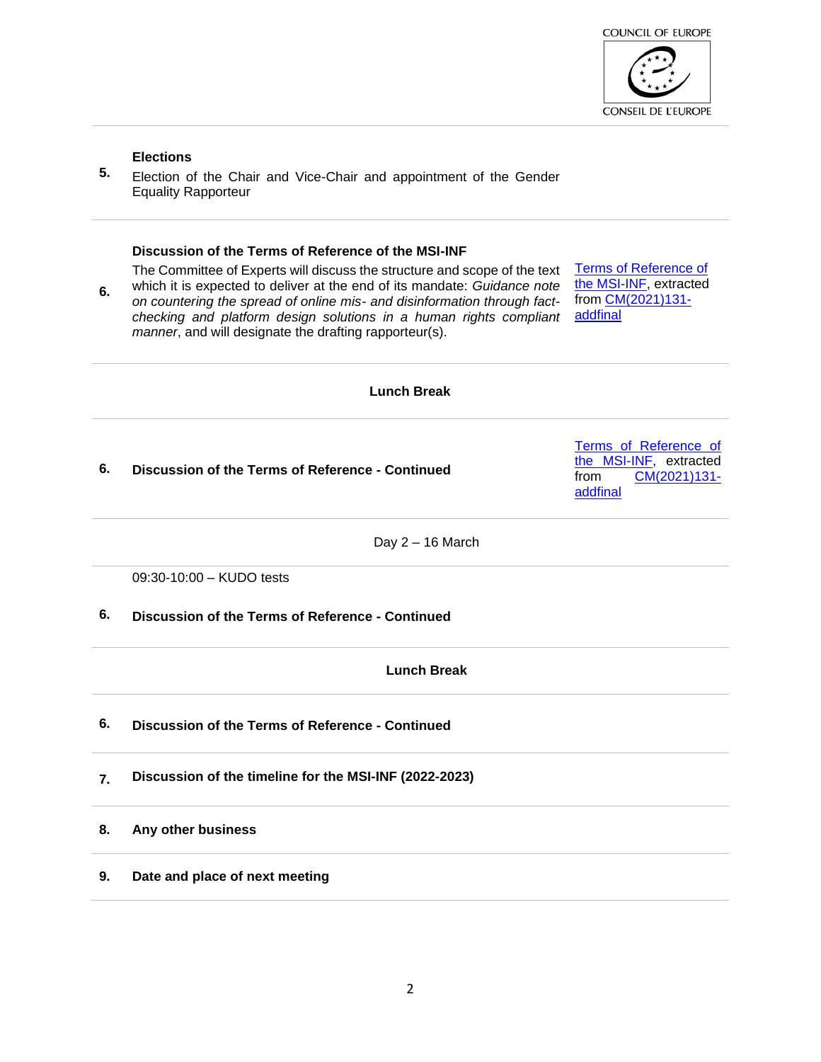| | | |
|---|---|---|
| **5.** | **Elections**<br>Election of the Chair and Vice-Chair and appointment of the Gender Equality Rapporteur | |
| **6.** | **Discussion of the Terms of Reference of the MSI-INF**<br>The Committee of Experts will discuss the structure and scope of the text which it is expected to deliver at the end of its mandate: *Guidance note on countering the spread of online mis- and disinformation through fact-checking and platform design solutions in a human rights compliant manner*, and will designate the drafting rapporteur(s). | Terms of Reference of the MSI-INF, extracted from CM(2021)131-addfinal |
| | **Lunch Break** | |
| **6.** | **Discussion of the Terms of Reference - Continued** | Terms of Reference of the MSI-INF, extracted from CM(2021)131-addfinal |
| | Day 2 – 16 March | |
| | 09:30-10:00 – KUDO tests | |
| **6.** | **Discussion of the Terms of Reference - Continued** | |
| | **Lunch Break** | |
| **6.** | **Discussion of the Terms of Reference - Continued** | |
| **7.** | **Discussion of the timeline for the MSI-INF (2022-2023)** | |
| **8.** | **Any other business** | |
| **9.** | **Date and place of next meeting** | |